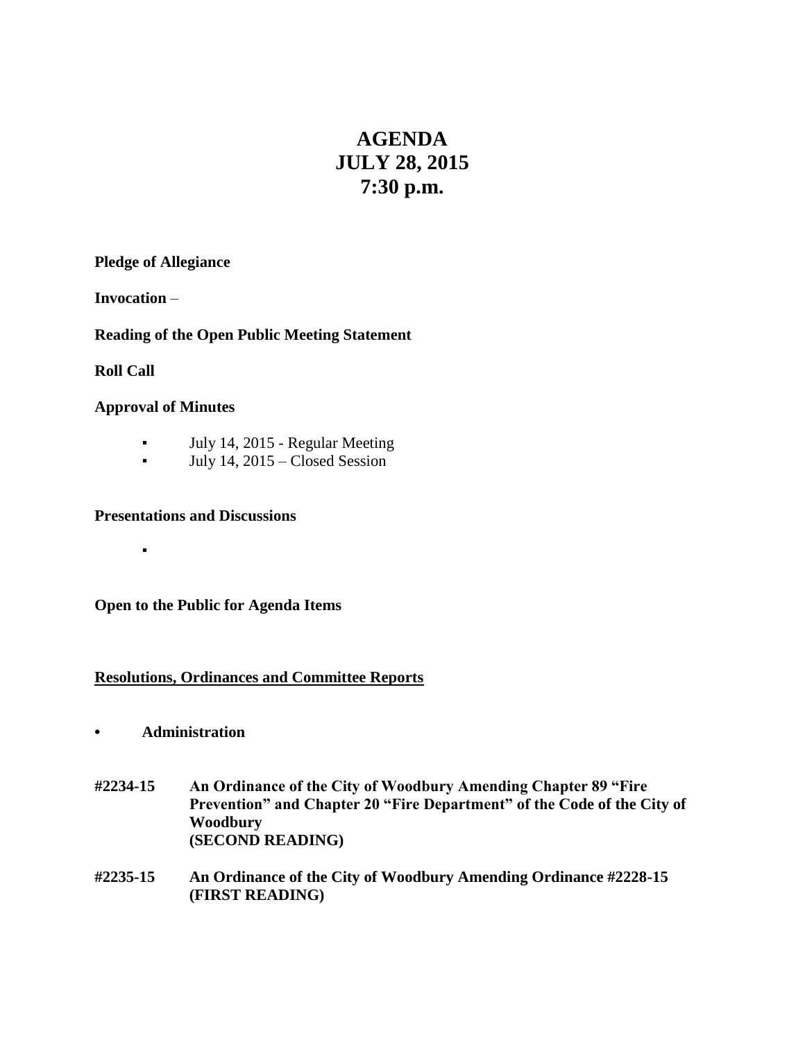# AGENDA
# JULY 28, 2015
# 7:30 p.m.

**Pledge of Allegiance**

**Invocation** –

**Reading of the Open Public Meeting Statement**

**Roll Call**

**Approval of Minutes**

- July 14, 2015 - Regular Meeting
- July 14, 2015 – Closed Session

**Presentations and Discussions**

-

**Open to the Public for Agenda Items**

**<u>Resolutions, Ordinances and Committee Reports</u>**

- **Administration**

**#2234-15** **An Ordinance of the City of Woodbury Amending Chapter 89 "Fire Prevention" and Chapter 20 "Fire Department" of the Code of the City of Woodbury (SECOND READING)**

**#2235-15** **An Ordinance of the City of Woodbury Amending Ordinance #2228-15 (FIRST READING)**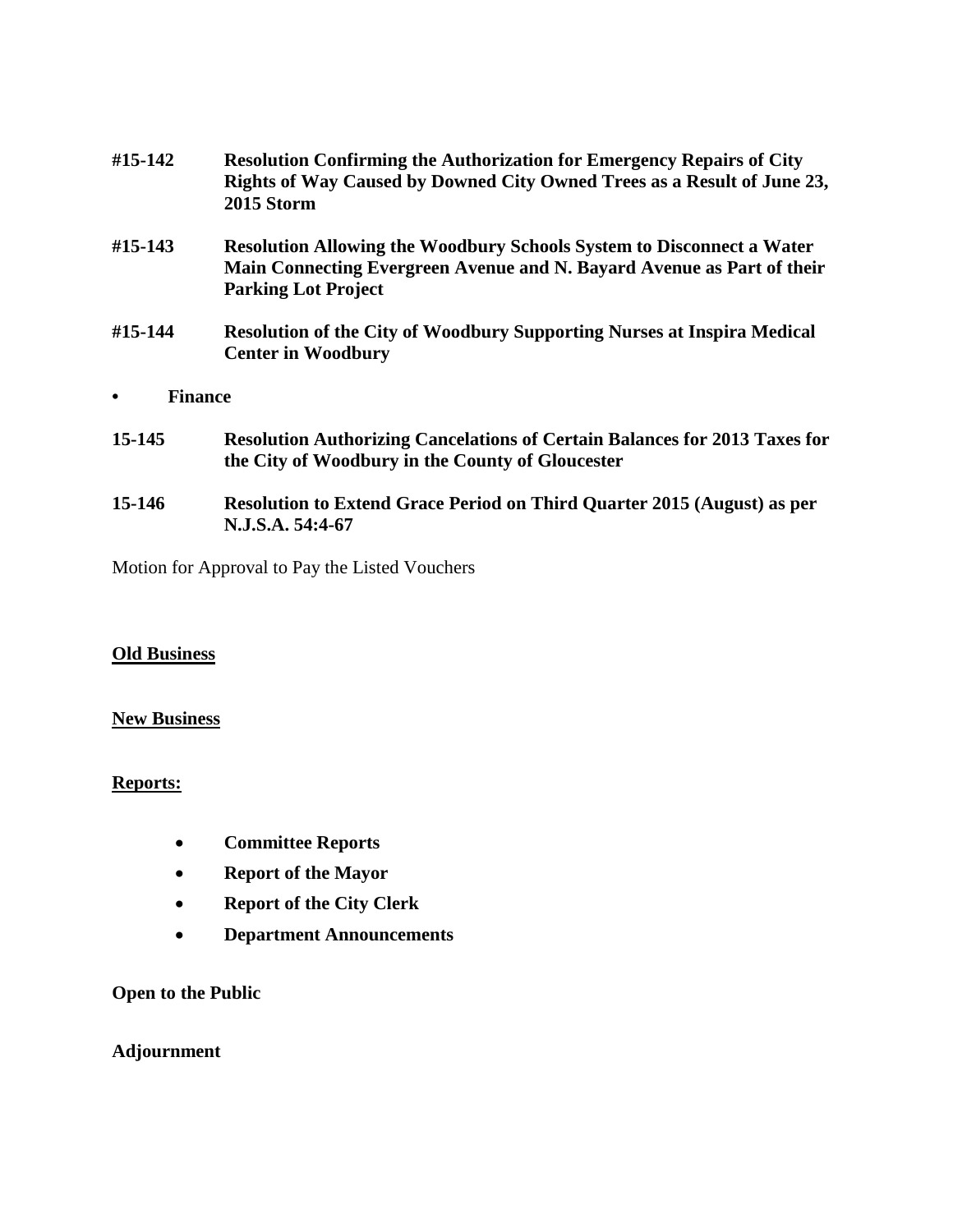**#15-142 Resolution Confirming the Authorization for Emergency Repairs of City Rights of Way Caused by Downed City Owned Trees as a Result of June 23, 2015 Storm**

**#15-143 Resolution Allowing the Woodbury Schools System to Disconnect a Water Main Connecting Evergreen Avenue and N. Bayard Avenue as Part of their Parking Lot Project**

**#15-144 Resolution of the City of Woodbury Supporting Nurses at Inspira Medical Center in Woodbury**

- **Finance**

**15-145 Resolution Authorizing Cancelations of Certain Balances for 2013 Taxes for the City of Woodbury in the County of Gloucester**

**15-146 Resolution to Extend Grace Period on Third Quarter 2015 (August) as per N.J.S.A. 54:4-67**

Motion for Approval to Pay the Listed Vouchers

**Old Business**

**New Business**

**Reports:**

- **Committee Reports**
- **Report of the Mayor**
- **Report of the City Clerk**
- **Department Announcements**

**Open to the Public**

**Adjournment**